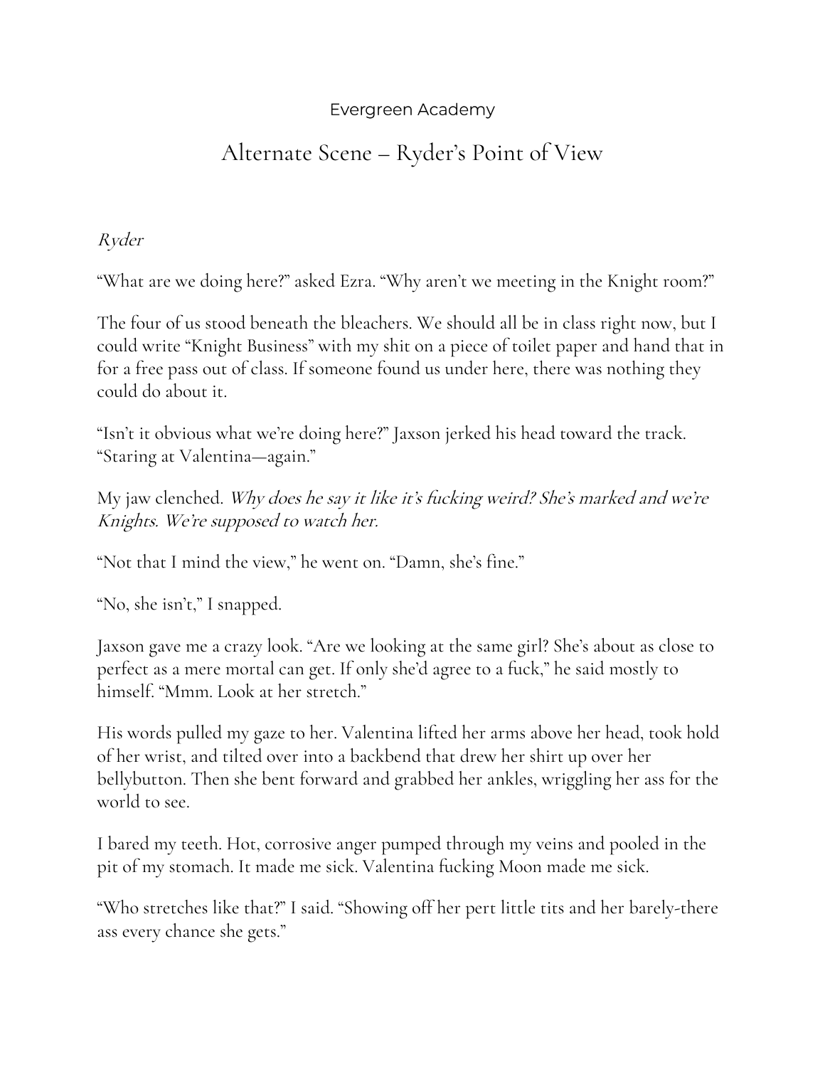Evergreen Academy

# Alternate Scene – Ryder's Point of View

*Ryder*

"What are we doing here?" asked Ezra. "Why aren't we meeting in the Knight room?"

The four of us stood beneath the bleachers. We should all be in class right now, but I could write "Knight Business" with my shit on a piece of toilet paper and hand that in for a free pass out of class. If someone found us under here, there was nothing they could do about it.

"Isn't it obvious what we're doing here?" Jaxson jerked his head toward the track. "Staring at Valentina—again."

My jaw clenched. *Why does he say it like it's fucking weird? She's marked and we're Knights. We're supposed to watch her.*

"Not that I mind the view," he went on. "Damn, she's fine."

"No, she isn't," I snapped.

Jaxson gave me a crazy look. "Are we looking at the same girl? She's about as close to perfect as a mere mortal can get. If only she'd agree to a fuck," he said mostly to himself. "Mmm. Look at her stretch."

His words pulled my gaze to her. Valentina lifted her arms above her head, took hold of her wrist, and tilted over into a backbend that drew her shirt up over her bellybutton. Then she bent forward and grabbed her ankles, wriggling her ass for the world to see.

I bared my teeth. Hot, corrosive anger pumped through my veins and pooled in the pit of my stomach. It made me sick. Valentina fucking Moon made me sick.

"Who stretches like that?" I said. "Showing off her pert little tits and her barely-there ass every chance she gets."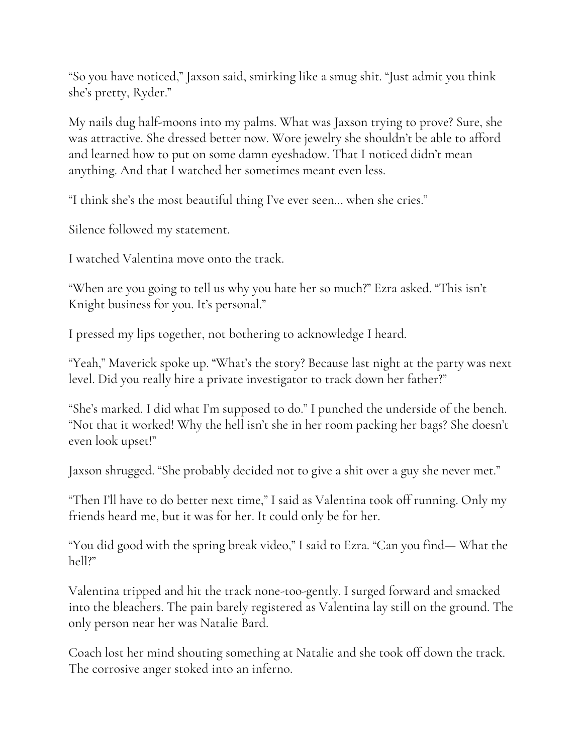"So you have noticed," Jaxson said, smirking like a smug shit. "Just admit you think she's pretty, Ryder."

My nails dug half-moons into my palms. What was Jaxson trying to prove? Sure, she was attractive. She dressed better now. Wore jewelry she shouldn't be able to afford and learned how to put on some damn eyeshadow. That I noticed didn't mean anything. And that I watched her sometimes meant even less.

"I think she's the most beautiful thing I've ever seen… when she cries."

Silence followed my statement.

I watched Valentina move onto the track.

"When are you going to tell us why you hate her so much?" Ezra asked. "This isn't Knight business for you. It's personal."

I pressed my lips together, not bothering to acknowledge I heard.

"Yeah," Maverick spoke up. "What's the story? Because last night at the party was next level. Did you really hire a private investigator to track down her father?"

"She's marked. I did what I'm supposed to do." I punched the underside of the bench. "Not that it worked! Why the hell isn't she in her room packing her bags? She doesn't even look upset!"

Jaxson shrugged. "She probably decided not to give a shit over a guy she never met."

"Then I'll have to do better next time," I said as Valentina took off running. Only my friends heard me, but it was for her. It could only be for her.

"You did good with the spring break video," I said to Ezra. "Can you find— What the hell?"

Valentina tripped and hit the track none-too-gently. I surged forward and smacked into the bleachers. The pain barely registered as Valentina lay still on the ground. The only person near her was Natalie Bard.

Coach lost her mind shouting something at Natalie and she took off down the track. The corrosive anger stoked into an inferno.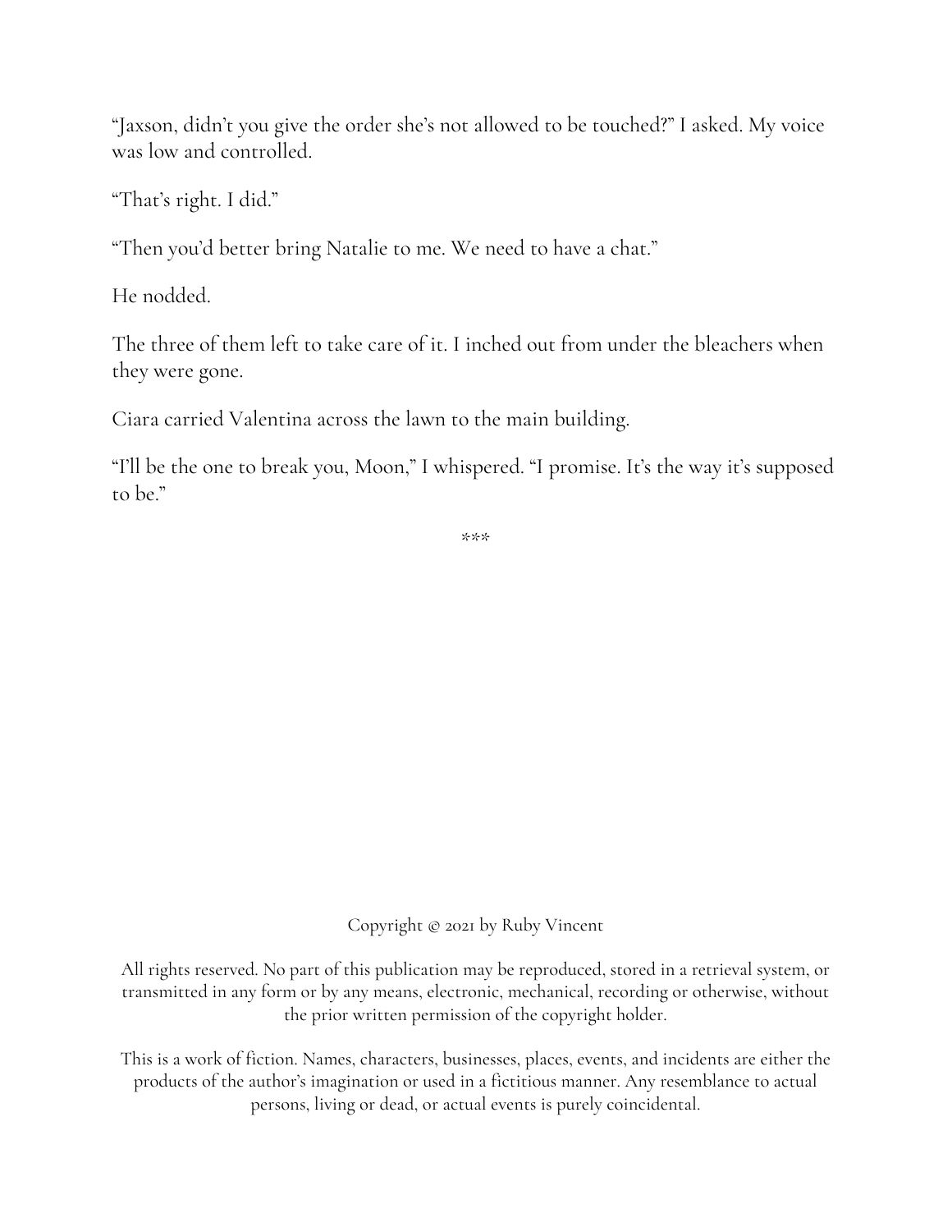"Jaxson, didn't you give the order she's not allowed to be touched?" I asked. My voice was low and controlled.

"That's right. I did."

"Then you'd better bring Natalie to me. We need to have a chat."

He nodded.

The three of them left to take care of it. I inched out from under the bleachers when they were gone.

Ciara carried Valentina across the lawn to the main building.

"I'll be the one to break you, Moon," I whispered. "I promise. It's the way it's supposed to be."

***

Copyright © 2021 by Ruby Vincent

All rights reserved. No part of this publication may be reproduced, stored in a retrieval system, or transmitted in any form or by any means, electronic, mechanical, recording or otherwise, without the prior written permission of the copyright holder.

This is a work of fiction. Names, characters, businesses, places, events, and incidents are either the products of the author's imagination or used in a fictitious manner. Any resemblance to actual persons, living or dead, or actual events is purely coincidental.